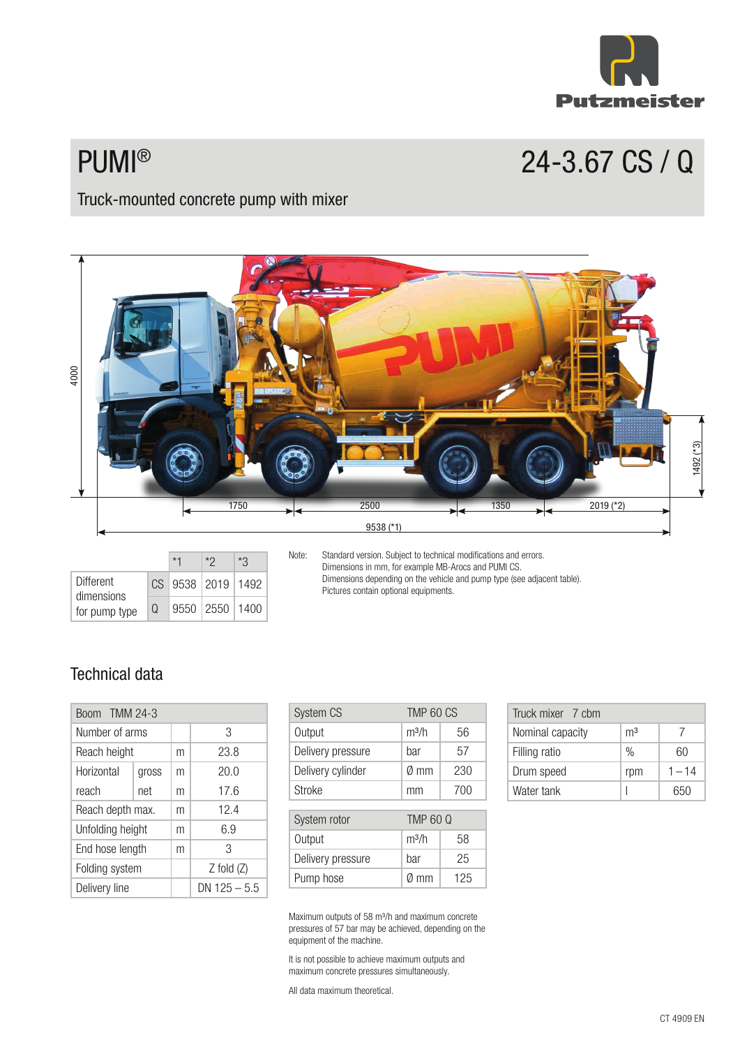Putzmeister

# PUMI® 24-3.67 CS / Q

## Truck-mounted concrete pump with mixer

4000

1750 | 2500 | 1350 | 2019 (*2)

9538 (*1)

1492 (*3)

| Different dimensions for pump type | | *1 | *2 | *3 |
|---|---|---|---|---|
| | CS | 9538 | 2019 | 1492 |
| | Q | 9550 | 2550 | 1400 |

Note: Standard version. Subject to technical modifications and errors.
Dimensions in mm, for example MB-Arocs and PUMI CS.
Dimensions depending on the vehicle and pump type (see adjacent table).
Pictures contain optional equipments.

## Technical data

| Boom TMM 24-3 | | | |
|---|---|---|---|
| Number of arms | | | 3 |
| Reach height | | m | 23.8 |
| Horizontal reach | gross | m | 20.0 |
| | net | m | 17.6 |
| Reach depth max. | | m | 12.4 |
| Unfolding height | | m | 6.9 |
| End hose length | | m | 3 |
| Folding system | | | Z fold (Z) |
| Delivery line | | | DN 125 – 5.5 |

| System CS | TMP 60 CS | |
|---|---|---|
| Output | m³/h | 56 |
| Delivery pressure | bar | 57 |
| Delivery cylinder | Ø mm | 230 |
| Stroke | mm | 700 |

| System rotor | TMP 60 Q | |
|---|---|---|
| Output | m³/h | 58 |
| Delivery pressure | bar | 25 |
| Pump hose | Ø mm | 125 |

| Truck mixer 7 cbm | | |
|---|---|---|
| Nominal capacity | m³ | 7 |
| Filling ratio | % | 60 |
| Drum speed | rpm | 1 – 14 |
| Water tank | l | 650 |

Maximum outputs of 58 m³/h and maximum concrete pressures of 57 bar may be achieved, depending on the equipment of the machine.

It is not possible to achieve maximum outputs and maximum concrete pressures simultaneously.

All data maximum theoretical.

CT 4909 EN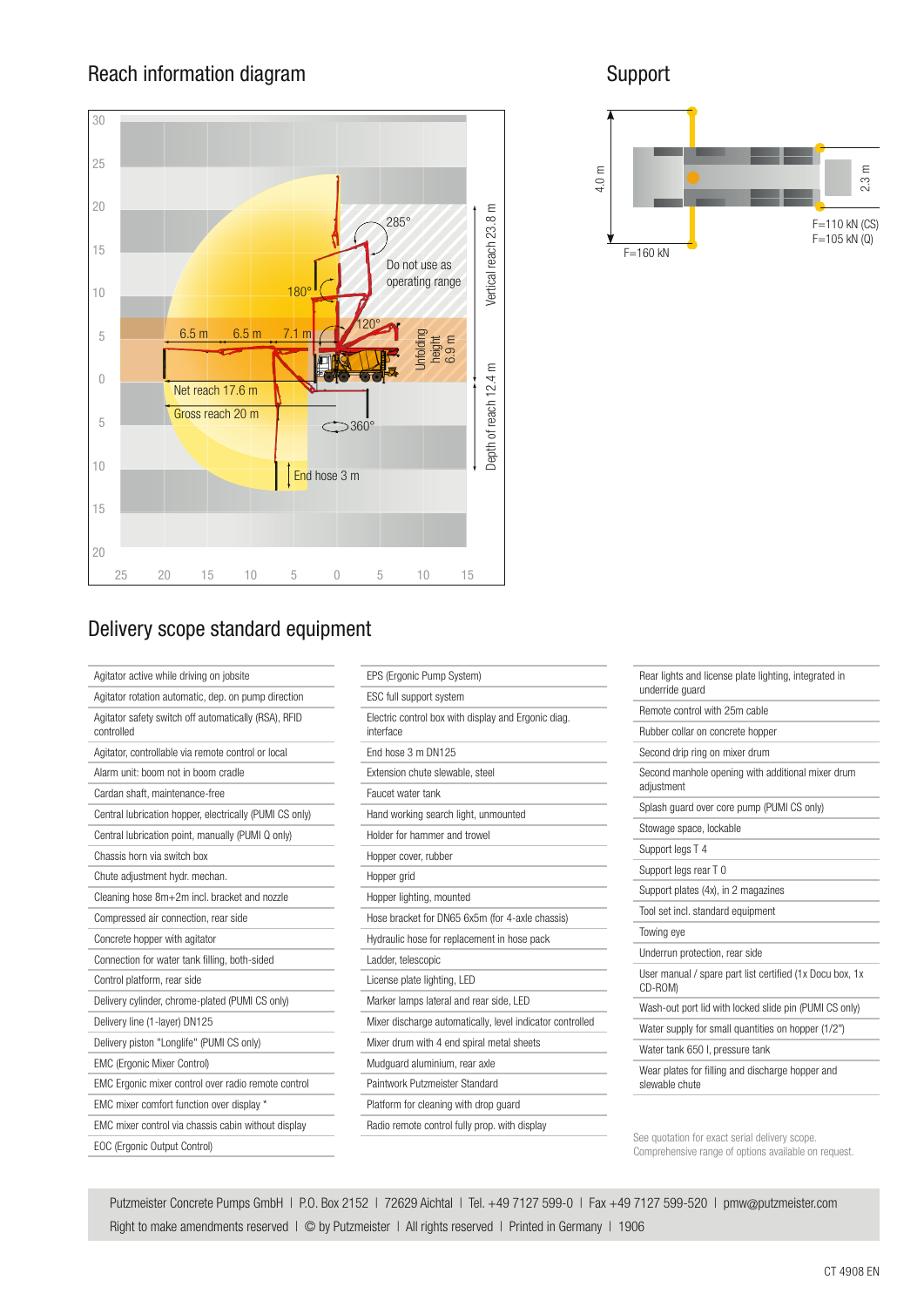## Reach information diagram

30
25
20
15
10
5
0
5
10
15
20

25 20 15 10 5 0 5 10 15

285°
Do not use as operating range
180°
120°
6.5 m
6.5 m
7.1 m
Unfolding height 6.9 m
Vertical reach 23.8 m
Net reach 17.6 m
Gross reach 20 m
360°
End hose 3 m
Depth of reach 12.4 m

## Support

4.0 m
2.3 m
F=160 kN
F=110 kN (CS)
F=105 kN (Q)

## Delivery scope standard equipment

- Agitator active while driving on jobsite
- Agitator rotation automatic, dep. on pump direction
- Agitator safety switch off automatically (RSA), RFID controlled
- Agitator, controllable via remote control or local
- Alarm unit: boom not in boom cradle
- Cardan shaft, maintenance-free
- Central lubrication hopper, electrically (PUMI CS only)
- Central lubrication point, manually (PUMI Q only)
- Chassis horn via switch box
- Chute adjustment hydr. mechan.
- Cleaning hose 8m+2m incl. bracket and nozzle
- Compressed air connection, rear side
- Concrete hopper with agitator
- Connection for water tank filling, both-sided
- Control platform, rear side
- Delivery cylinder, chrome-plated (PUMI CS only)
- Delivery line (1-layer) DN125
- Delivery piston "Longlife" (PUMI CS only)
- EMC (Ergonic Mixer Control)
- EMC Ergonic mixer control over radio remote control
- EMC mixer comfort function over display *
- EMC mixer control via chassis cabin without display
- EOC (Ergonic Output Control)
- EPS (Ergonic Pump System)
- ESC full support system
- Electric control box with display and Ergonic diag. interface
- End hose 3 m DN125
- Extension chute slewable, steel
- Faucet water tank
- Hand working search light, unmounted
- Holder for hammer and trowel
- Hopper cover, rubber
- Hopper grid
- Hopper lighting, mounted
- Hose bracket for DN65 6x5m (for 4-axle chassis)
- Hydraulic hose for replacement in hose pack
- Ladder, telescopic
- License plate lighting, LED
- Marker lamps lateral and rear side, LED
- Mixer discharge automatically, level indicator controlled
- Mixer drum with 4 end spiral metal sheets
- Mudguard aluminium, rear axle
- Paintwork Putzmeister Standard
- Platform for cleaning with drop guard
- Radio remote control fully prop. with display
- Rear lights and license plate lighting, integrated in underride guard
- Remote control with 25m cable
- Rubber collar on concrete hopper
- Second drip ring on mixer drum
- Second manhole opening with additional mixer drum adjustment
- Splash guard over core pump (PUMI CS only)
- Stowage space, lockable
- Support legs T 4
- Support legs rear T 0
- Support plates (4x), in 2 magazines
- Tool set incl. standard equipment
- Towing eye
- Underrun protection, rear side
- User manual / spare part list certified (1x Docu box, 1x CD-ROM)
- Wash-out port lid with locked slide pin (PUMI CS only)
- Water supply for small quantities on hopper (1/2")
- Water tank 650 l, pressure tank
- Wear plates for filling and discharge hopper and slewable chute

See quotation for exact serial delivery scope.
Comprehensive range of options available on request.

Putzmeister Concrete Pumps GmbH | P.O. Box 2152 | 72629 Aichtal | Tel. +49 7127 599-0 | Fax +49 7127 599-520 | pmw@putzmeister.com
Right to make amendments reserved | © by Putzmeister | All rights reserved | Printed in Germany | 1906

CT 4908 EN